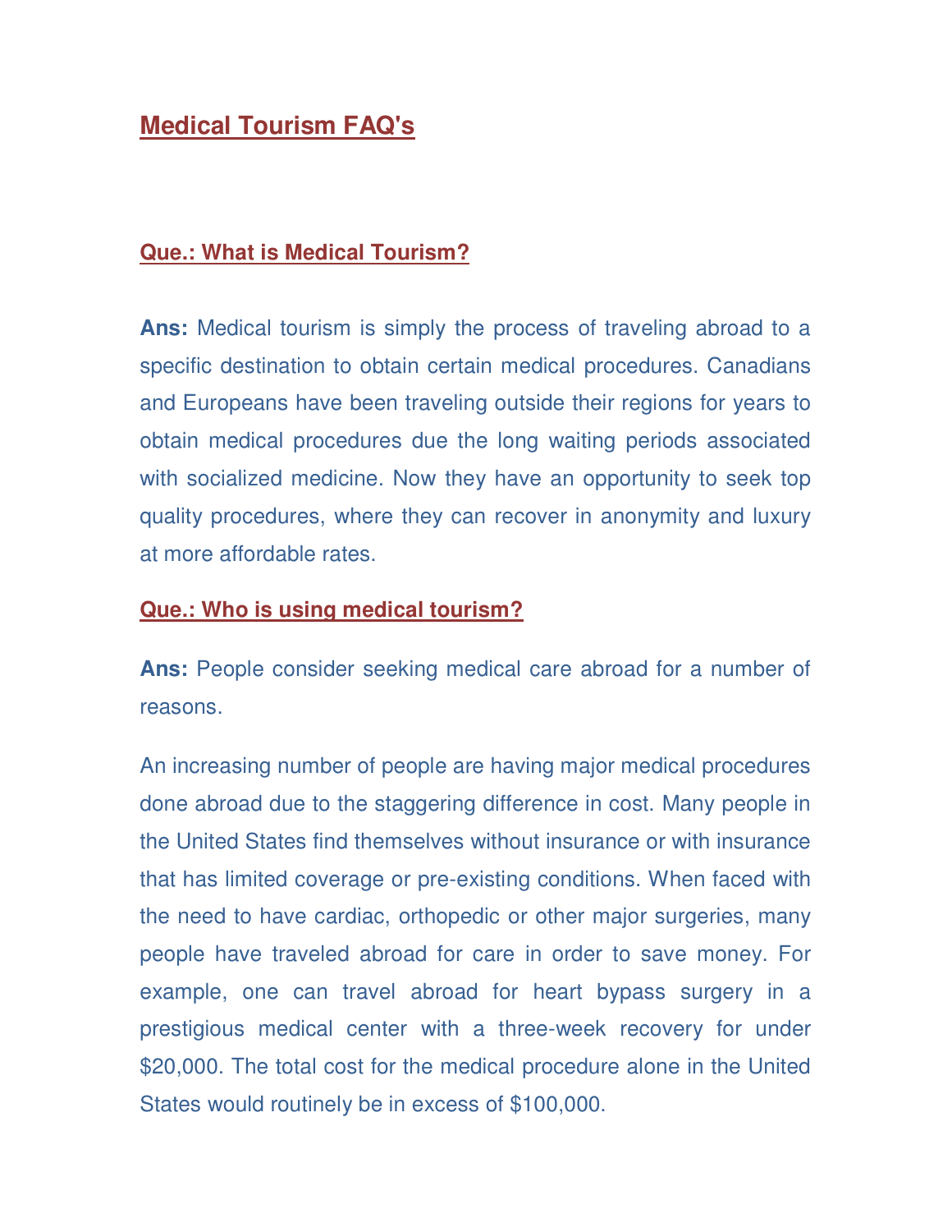# Medical Tourism FAQ's

## Que.: What is Medical Tourism?

**Ans:** Medical tourism is simply the process of traveling abroad to a specific destination to obtain certain medical procedures. Canadians and Europeans have been traveling outside their regions for years to obtain medical procedures due the long waiting periods associated with socialized medicine. Now they have an opportunity to seek top quality procedures, where they can recover in anonymity and luxury at more affordable rates.

## Que.: Who is using medical tourism?

**Ans:** People consider seeking medical care abroad for a number of reasons.

An increasing number of people are having major medical procedures done abroad due to the staggering difference in cost. Many people in the United States find themselves without insurance or with insurance that has limited coverage or pre-existing conditions. When faced with the need to have cardiac, orthopedic or other major surgeries, many people have traveled abroad for care in order to save money. For example, one can travel abroad for heart bypass surgery in a prestigious medical center with a three-week recovery for under $20,000. The total cost for the medical procedure alone in the United States would routinely be in excess of $100,000.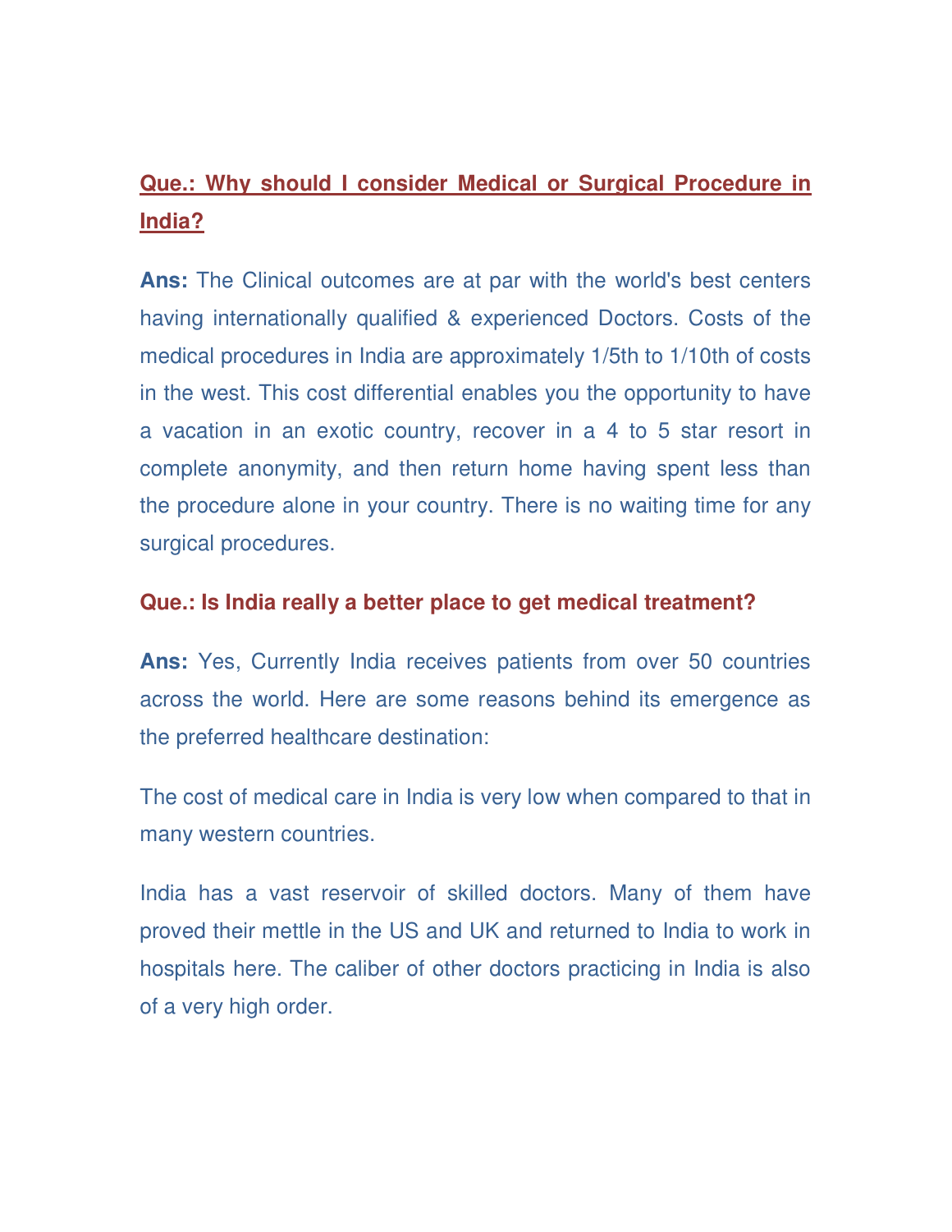**Que.: Why should I consider Medical or Surgical Procedure in India?**

**Ans:** The Clinical outcomes are at par with the world's best centers having internationally qualified & experienced Doctors. Costs of the medical procedures in India are approximately 1/5th to 1/10th of costs in the west. This cost differential enables you the opportunity to have a vacation in an exotic country, recover in a 4 to 5 star resort in complete anonymity, and then return home having spent less than the procedure alone in your country. There is no waiting time for any surgical procedures.

**Que.: Is India really a better place to get medical treatment?**

**Ans:** Yes, Currently India receives patients from over 50 countries across the world. Here are some reasons behind its emergence as the preferred healthcare destination:

The cost of medical care in India is very low when compared to that in many western countries.

India has a vast reservoir of skilled doctors. Many of them have proved their mettle in the US and UK and returned to India to work in hospitals here. The caliber of other doctors practicing in India is also of a very high order.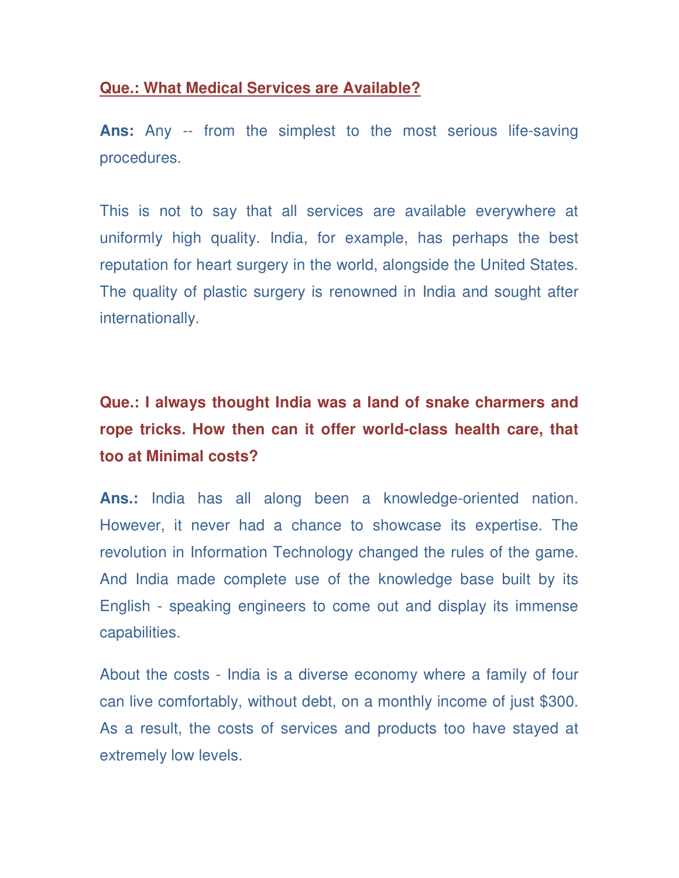**Que.: What Medical Services are Available?**

**Ans:** Any -- from the simplest to the most serious life-saving procedures.

This is not to say that all services are available everywhere at uniformly high quality. India, for example, has perhaps the best reputation for heart surgery in the world, alongside the United States. The quality of plastic surgery is renowned in India and sought after internationally.

**Que.: I always thought India was a land of snake charmers and rope tricks. How then can it offer world-class health care, that too at Minimal costs?**

**Ans.:** India has all along been a knowledge-oriented nation. However, it never had a chance to showcase its expertise. The revolution in Information Technology changed the rules of the game. And India made complete use of the knowledge base built by its English - speaking engineers to come out and display its immense capabilities.

About the costs - India is a diverse economy where a family of four can live comfortably, without debt, on a monthly income of just $300. As a result, the costs of services and products too have stayed at extremely low levels.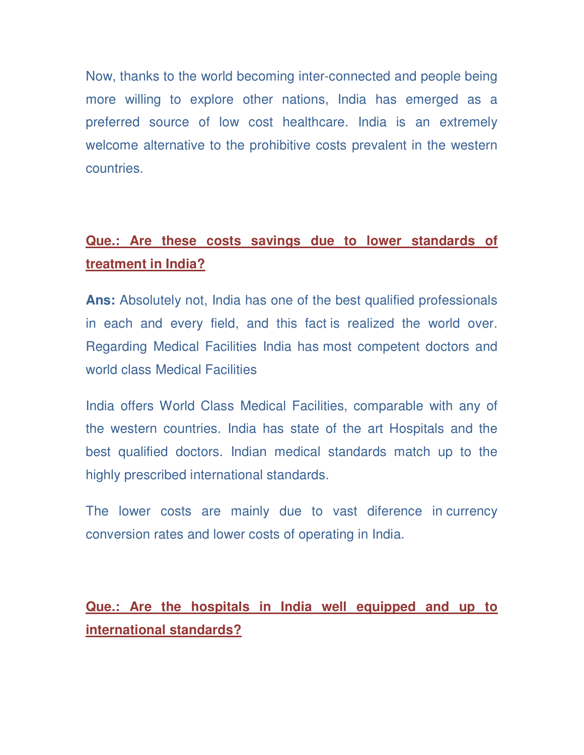Now, thanks to the world becoming inter-connected and people being more willing to explore other nations, India has emerged as a preferred source of low cost healthcare. India is an extremely welcome alternative to the prohibitive costs prevalent in the western countries.

**Que.: Are these costs savings due to lower standards of treatment in India?**

**Ans:** Absolutely not, India has one of the best qualified professionals in each and every field, and this fact is realized the world over. Regarding Medical Facilities India has most competent doctors and world class Medical Facilities

India offers World Class Medical Facilities, comparable with any of the western countries. India has state of the art Hospitals and the best qualified doctors. Indian medical standards match up to the highly prescribed international standards.

The lower costs are mainly due to vast diference in currency conversion rates and lower costs of operating in India.

**Que.: Are the hospitals in India well equipped and up to international standards?**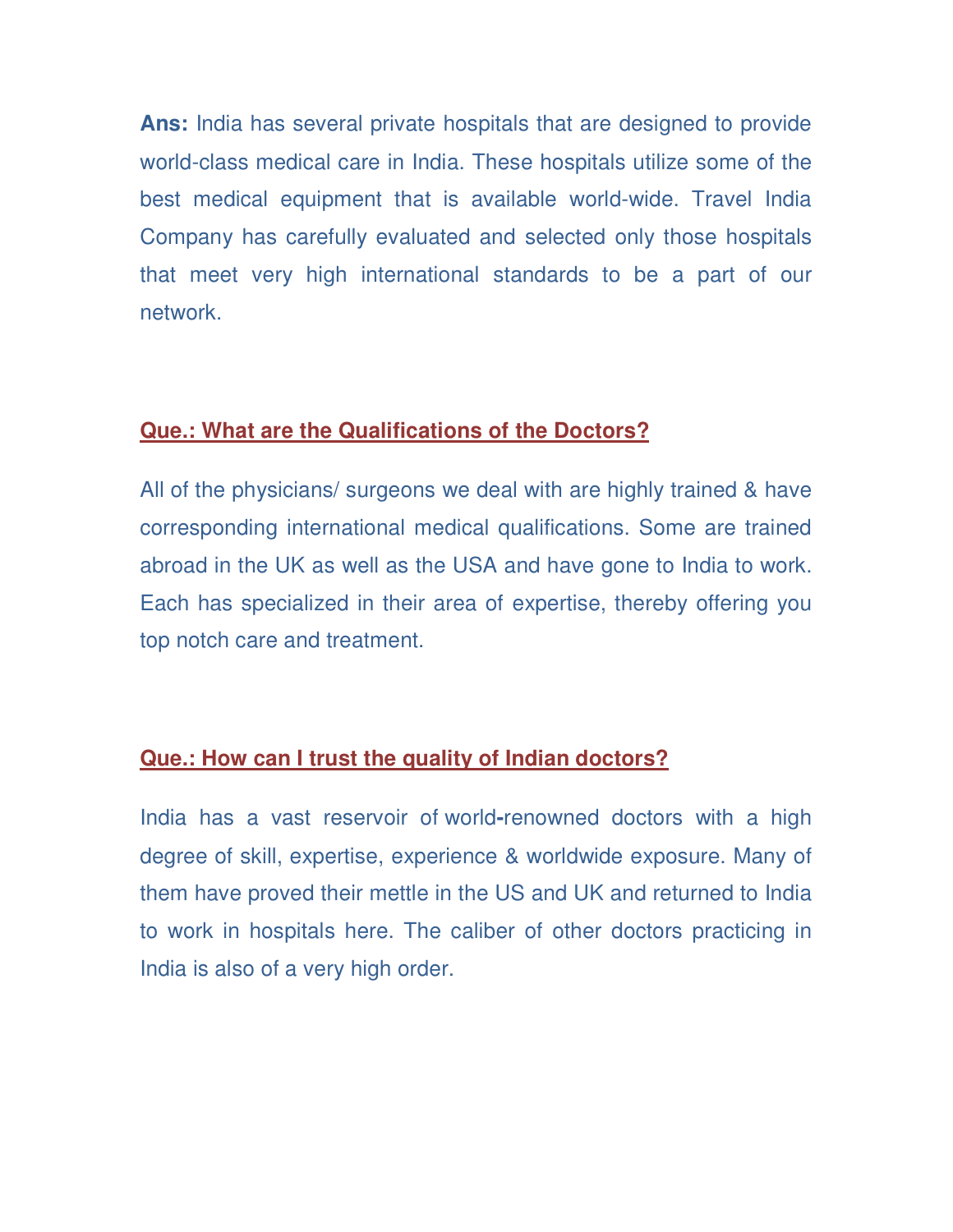**Ans:** India has several private hospitals that are designed to provide world-class medical care in India. These hospitals utilize some of the best medical equipment that is available world-wide. Travel India Company has carefully evaluated and selected only those hospitals that meet very high international standards to be a part of our network.

**Que.: What are the Qualifications of the Doctors?**

All of the physicians/ surgeons we deal with are highly trained & have corresponding international medical qualifications. Some are trained abroad in the UK as well as the USA and have gone to India to work. Each has specialized in their area of expertise, thereby offering you top notch care and treatment.

**Que.: How can I trust the quality of Indian doctors?**

India has a vast reservoir of world-renowned doctors with a high degree of skill, expertise, experience & worldwide exposure. Many of them have proved their mettle in the US and UK and returned to India to work in hospitals here. The caliber of other doctors practicing in India is also of a very high order.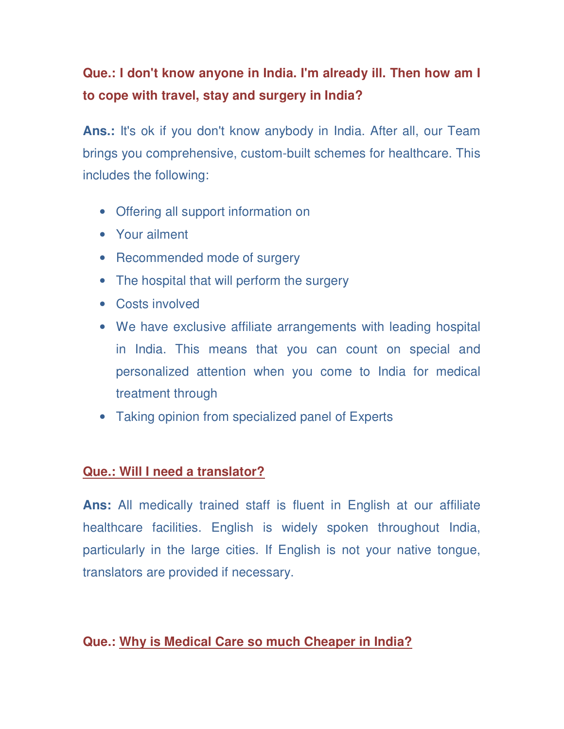**Que.: I don't know anyone in India. I'm already ill. Then how am I to cope with travel, stay and surgery in India?**

**Ans.:** It's ok if you don't know anybody in India. After all, our Team brings you comprehensive, custom-built schemes for healthcare. This includes the following:

- Offering all support information on
- Your ailment
- Recommended mode of surgery
- The hospital that will perform the surgery
- Costs involved
- We have exclusive affiliate arrangements with leading hospital in India. This means that you can count on special and personalized attention when you come to India for medical treatment through
- Taking opinion from specialized panel of Experts

**Que.: Will I need a translator?**

**Ans:** All medically trained staff is fluent in English at our affiliate healthcare facilities. English is widely spoken throughout India, particularly in the large cities. If English is not your native tongue, translators are provided if necessary.

**Que.: Why is Medical Care so much Cheaper in India?**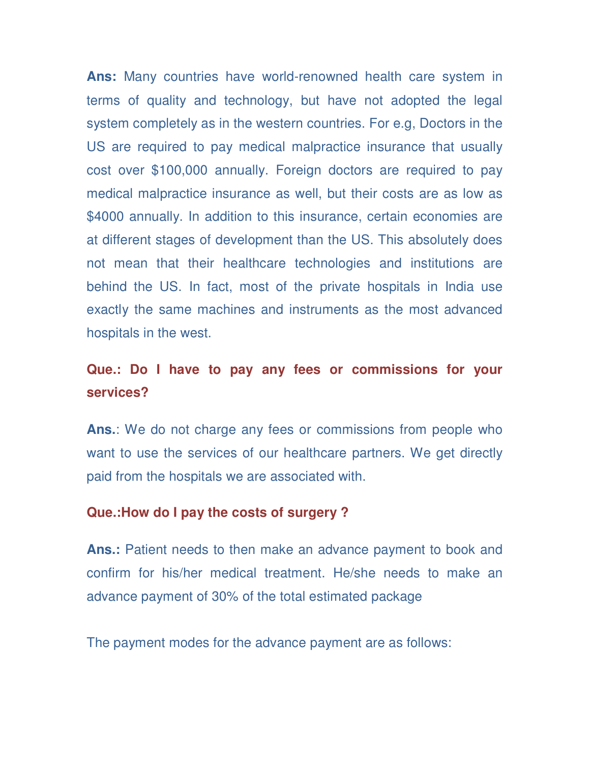**Ans:** Many countries have world-renowned health care system in terms of quality and technology, but have not adopted the legal system completely as in the western countries. For e.g, Doctors in the US are required to pay medical malpractice insurance that usually cost over $100,000 annually. Foreign doctors are required to pay medical malpractice insurance as well, but their costs are as low as $4000 annually. In addition to this insurance, certain economies are at different stages of development than the US. This absolutely does not mean that their healthcare technologies and institutions are behind the US. In fact, most of the private hospitals in India use exactly the same machines and instruments as the most advanced hospitals in the west.

**Que.: Do I have to pay any fees or commissions for your services?**

**Ans.**: We do not charge any fees or commissions from people who want to use the services of our healthcare partners. We get directly paid from the hospitals we are associated with.

**Que.:How do I pay the costs of surgery ?**

**Ans.:** Patient needs to then make an advance payment to book and confirm for his/her medical treatment. He/she needs to make an advance payment of 30% of the total estimated package

The payment modes for the advance payment are as follows: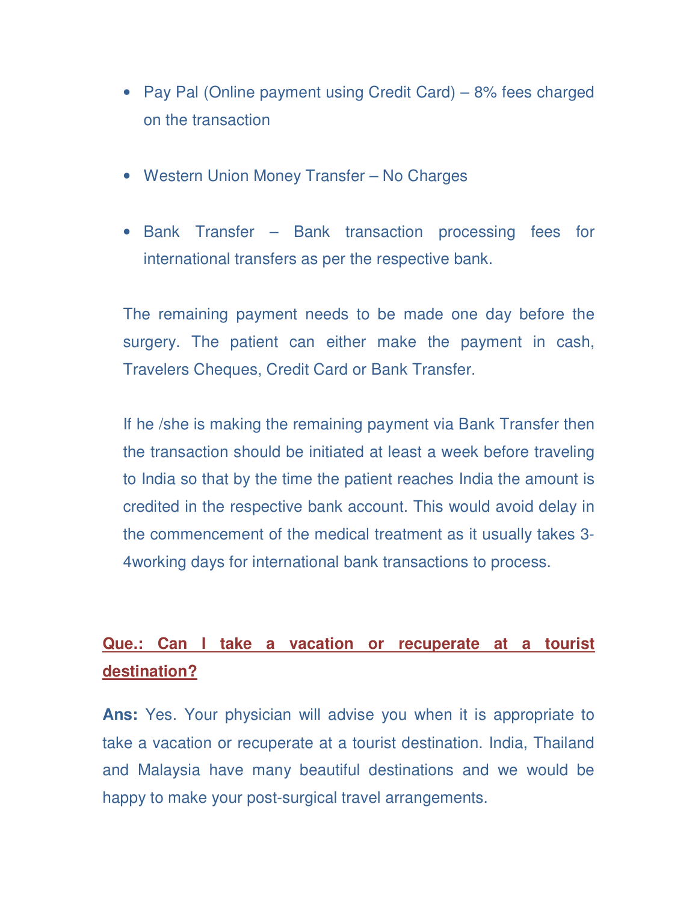- Pay Pal (Online payment using Credit Card) – 8% fees charged on the transaction

- Western Union Money Transfer – No Charges

- Bank Transfer – Bank transaction processing fees for international transfers as per the respective bank.

The remaining payment needs to be made one day before the surgery. The patient can either make the payment in cash, Travelers Cheques, Credit Card or Bank Transfer.

If he /she is making the remaining payment via Bank Transfer then the transaction should be initiated at least a week before traveling to India so that by the time the patient reaches India the amount is credited in the respective bank account. This would avoid delay in the commencement of the medical treatment as it usually takes 3-4working days for international bank transactions to process.

**Que.: Can I take a vacation or recuperate at a tourist destination?**

**Ans:** Yes. Your physician will advise you when it is appropriate to take a vacation or recuperate at a tourist destination. India, Thailand and Malaysia have many beautiful destinations and we would be happy to make your post-surgical travel arrangements.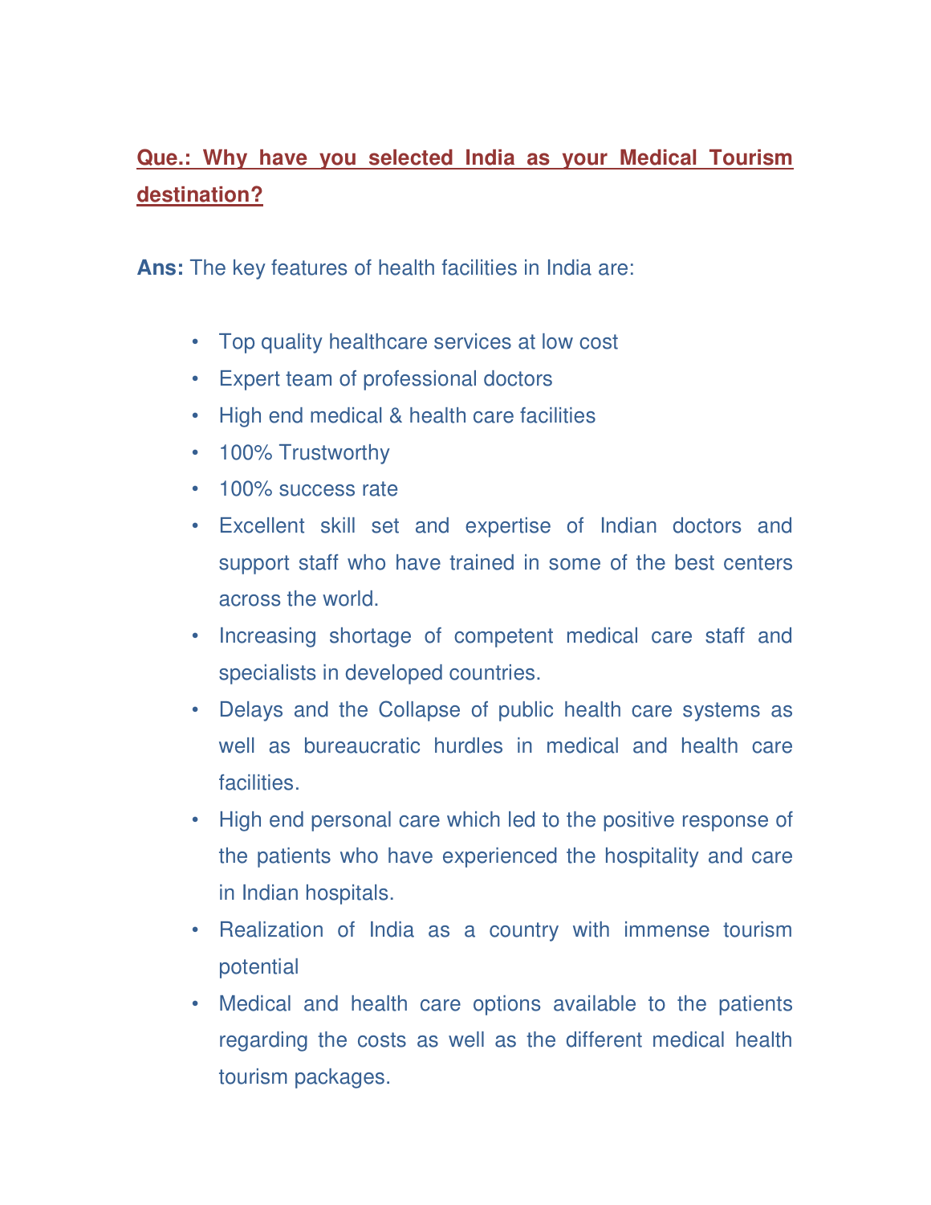**Que.: Why have you selected India as your Medical Tourism destination?**

**Ans:** The key features of health facilities in India are:

- Top quality healthcare services at low cost
- Expert team of professional doctors
- High end medical & health care facilities
- 100% Trustworthy
- 100% success rate
- Excellent skill set and expertise of Indian doctors and support staff who have trained in some of the best centers across the world.
- Increasing shortage of competent medical care staff and specialists in developed countries.
- Delays and the Collapse of public health care systems as well as bureaucratic hurdles in medical and health care facilities.
- High end personal care which led to the positive response of the patients who have experienced the hospitality and care in Indian hospitals.
- Realization of India as a country with immense tourism potential
- Medical and health care options available to the patients regarding the costs as well as the different medical health tourism packages.